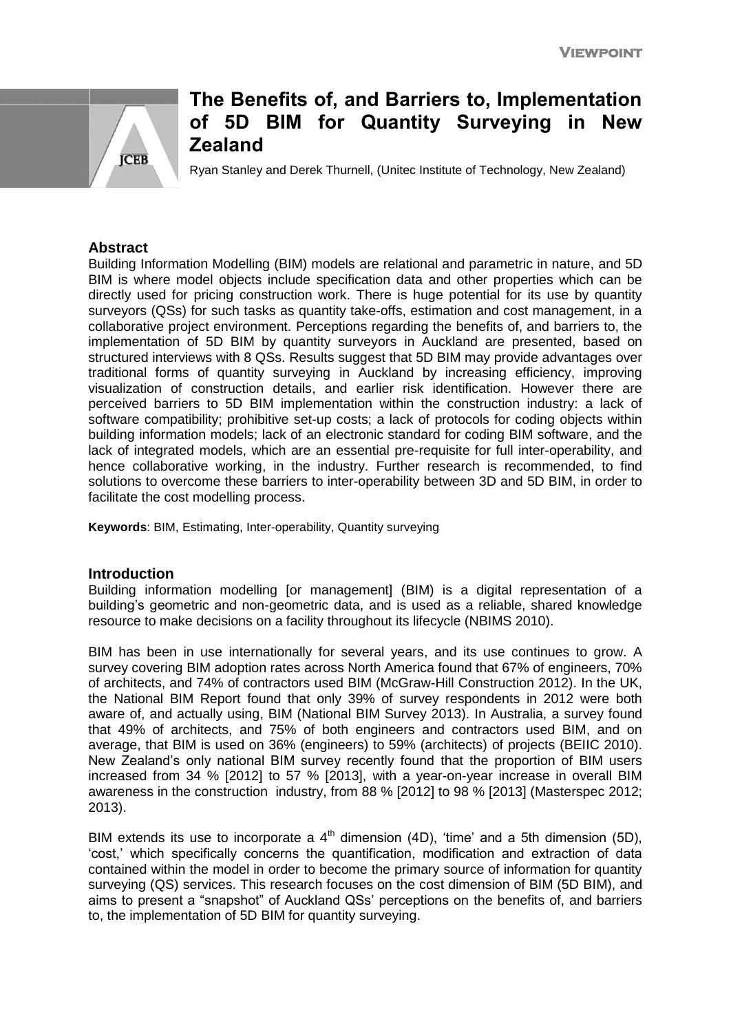VIEWPOINT

# The Benefits of, and Barriers to, Implementation of 5D BIM for Quantity Surveying in New Zealand

Ryan Stanley and Derek Thurnell, (Unitec Institute of Technology, New Zealand)

## Abstract

Building Information Modelling (BIM) models are relational and parametric in nature, and 5D BIM is where model objects include specification data and other properties which can be directly used for pricing construction work. There is huge potential for its use by quantity surveyors (QSs) for such tasks as quantity take-offs, estimation and cost management, in a collaborative project environment. Perceptions regarding the benefits of, and barriers to, the implementation of 5D BIM by quantity surveyors in Auckland are presented, based on structured interviews with 8 QSs. Results suggest that 5D BIM may provide advantages over traditional forms of quantity surveying in Auckland by increasing efficiency, improving visualization of construction details, and earlier risk identification. However there are perceived barriers to 5D BIM implementation within the construction industry: a lack of software compatibility; prohibitive set-up costs; a lack of protocols for coding objects within building information models; lack of an electronic standard for coding BIM software, and the lack of integrated models, which are an essential pre-requisite for full inter-operability, and hence collaborative working, in the industry. Further research is recommended, to find solutions to overcome these barriers to inter-operability between 3D and 5D BIM, in order to facilitate the cost modelling process.

**Keywords**: BIM, Estimating, Inter-operability, Quantity surveying

## Introduction

Building information modelling [or management] (BIM) is a digital representation of a building's geometric and non-geometric data, and is used as a reliable, shared knowledge resource to make decisions on a facility throughout its lifecycle (NBIMS 2010).

BIM has been in use internationally for several years, and its use continues to grow. A survey covering BIM adoption rates across North America found that 67% of engineers, 70% of architects, and 74% of contractors used BIM (McGraw-Hill Construction 2012). In the UK, the National BIM Report found that only 39% of survey respondents in 2012 were both aware of, and actually using, BIM (National BIM Survey 2013). In Australia, a survey found that 49% of architects, and 75% of both engineers and contractors used BIM, and on average, that BIM is used on 36% (engineers) to 59% (architects) of projects (BEIIC 2010). New Zealand's only national BIM survey recently found that the proportion of BIM users increased from 34 % [2012] to 57 % [2013], with a year-on-year increase in overall BIM awareness in the construction industry, from 88 % [2012] to 98 % [2013] (Masterspec 2012; 2013).

BIM extends its use to incorporate a 4th dimension (4D), 'time' and a 5th dimension (5D), 'cost,' which specifically concerns the quantification, modification and extraction of data contained within the model in order to become the primary source of information for quantity surveying (QS) services. This research focuses on the cost dimension of BIM (5D BIM), and aims to present a "snapshot" of Auckland QSs' perceptions on the benefits of, and barriers to, the implementation of 5D BIM for quantity surveying.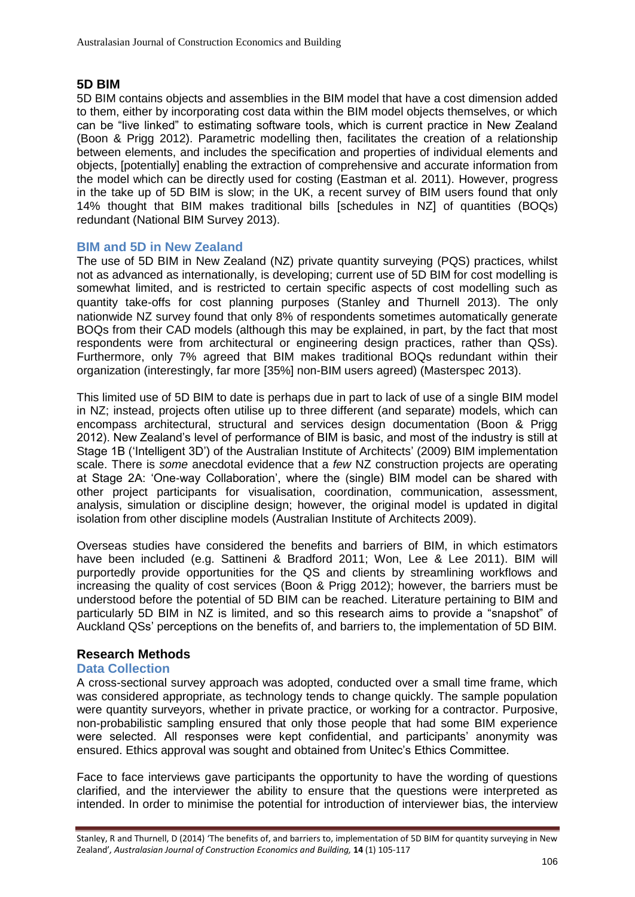## 5D BIM

5D BIM contains objects and assemblies in the BIM model that have a cost dimension added to them, either by incorporating cost data within the BIM model objects themselves, or which can be "live linked" to estimating software tools, which is current practice in New Zealand (Boon & Prigg 2012). Parametric modelling then, facilitates the creation of a relationship between elements, and includes the specification and properties of individual elements and objects, [potentially] enabling the extraction of comprehensive and accurate information from the model which can be directly used for costing (Eastman et al. 2011). However, progress in the take up of 5D BIM is slow; in the UK, a recent survey of BIM users found that only 14% thought that BIM makes traditional bills [schedules in NZ] of quantities (BOQs) redundant (National BIM Survey 2013).

### BIM and 5D in New Zealand

The use of 5D BIM in New Zealand (NZ) private quantity surveying (PQS) practices, whilst not as advanced as internationally, is developing; current use of 5D BIM for cost modelling is somewhat limited, and is restricted to certain specific aspects of cost modelling such as quantity take-offs for cost planning purposes (Stanley and Thurnell 2013). The only nationwide NZ survey found that only 8% of respondents sometimes automatically generate BOQs from their CAD models (although this may be explained, in part, by the fact that most respondents were from architectural or engineering design practices, rather than QSs). Furthermore, only 7% agreed that BIM makes traditional BOQs redundant within their organization (interestingly, far more [35%] non-BIM users agreed) (Masterspec 2013).

This limited use of 5D BIM to date is perhaps due in part to lack of use of a single BIM model in NZ; instead, projects often utilise up to three different (and separate) models, which can encompass architectural, structural and services design documentation (Boon & Prigg 2012). New Zealand's level of performance of BIM is basic, and most of the industry is still at Stage 1B ('Intelligent 3D') of the Australian Institute of Architects' (2009) BIM implementation scale. There is *some* anecdotal evidence that a *few* NZ construction projects are operating at Stage 2A: 'One-way Collaboration', where the (single) BIM model can be shared with other project participants for visualisation, coordination, communication, assessment, analysis, simulation or discipline design; however, the original model is updated in digital isolation from other discipline models (Australian Institute of Architects 2009).

Overseas studies have considered the benefits and barriers of BIM, in which estimators have been included (e.g. Sattineni & Bradford 2011; Won, Lee & Lee 2011). BIM will purportedly provide opportunities for the QS and clients by streamlining workflows and increasing the quality of cost services (Boon & Prigg 2012); however, the barriers must be understood before the potential of 5D BIM can be reached. Literature pertaining to BIM and particularly 5D BIM in NZ is limited, and so this research aims to provide a "snapshot" of Auckland QSs' perceptions on the benefits of, and barriers to, the implementation of 5D BIM.

## Research Methods

### Data Collection

A cross-sectional survey approach was adopted, conducted over a small time frame, which was considered appropriate, as technology tends to change quickly. The sample population were quantity surveyors, whether in private practice, or working for a contractor. Purposive, non-probabilistic sampling ensured that only those people that had some BIM experience were selected. All responses were kept confidential, and participants' anonymity was ensured. Ethics approval was sought and obtained from Unitec's Ethics Committee.

Face to face interviews gave participants the opportunity to have the wording of questions clarified, and the interviewer the ability to ensure that the questions were interpreted as intended. In order to minimise the potential for introduction of interviewer bias, the interview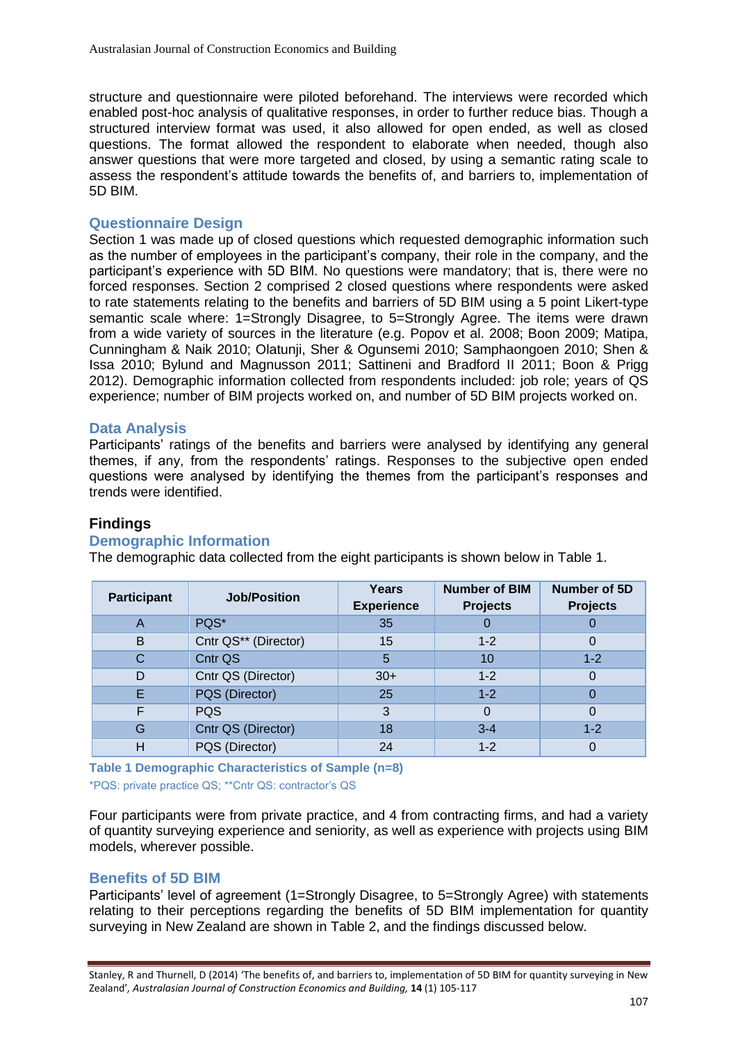structure and questionnaire were piloted beforehand. The interviews were recorded which enabled post-hoc analysis of qualitative responses, in order to further reduce bias. Though a structured interview format was used, it also allowed for open ended, as well as closed questions. The format allowed the respondent to elaborate when needed, though also answer questions that were more targeted and closed, by using a semantic rating scale to assess the respondent's attitude towards the benefits of, and barriers to, implementation of 5D BIM.

## Questionnaire Design

Section 1 was made up of closed questions which requested demographic information such as the number of employees in the participant's company, their role in the company, and the participant's experience with 5D BIM. No questions were mandatory; that is, there were no forced responses. Section 2 comprised 2 closed questions where respondents were asked to rate statements relating to the benefits and barriers of 5D BIM using a 5 point Likert-type semantic scale where: 1=Strongly Disagree, to 5=Strongly Agree. The items were drawn from a wide variety of sources in the literature (e.g. Popov et al. 2008; Boon 2009; Matipa, Cunningham & Naik 2010; Olatunji, Sher & Ogunsemi 2010; Samphaongoen 2010; Shen & Issa 2010; Bylund and Magnusson 2011; Sattineni and Bradford II 2011; Boon & Prigg 2012). Demographic information collected from respondents included: job role; years of QS experience; number of BIM projects worked on, and number of 5D BIM projects worked on.

## Data Analysis

Participants' ratings of the benefits and barriers were analysed by identifying any general themes, if any, from the respondents' ratings. Responses to the subjective open ended questions were analysed by identifying the themes from the participant's responses and trends were identified.

# Findings

## Demographic Information

The demographic data collected from the eight participants is shown below in Table 1.

| Participant | Job/Position | Years Experience | Number of BIM Projects | Number of 5D Projects |
|---|---|---|---|---|
| A | PQS* | 35 | 0 | 0 |
| B | Cntr QS** (Director) | 15 | 1-2 | 0 |
| C | Cntr QS | 5 | 10 | 1-2 |
| D | Cntr QS (Director) | 30+ | 1-2 | 0 |
| E | PQS (Director) | 25 | 1-2 | 0 |
| F | PQS | 3 | 0 | 0 |
| G | Cntr QS (Director) | 18 | 3-4 | 1-2 |
| H | PQS (Director) | 24 | 1-2 | 0 |

**Table 1 Demographic Characteristics of Sample (n=8)**

*PQS: private practice QS; **Cntr QS: contractor's QS

Four participants were from private practice, and 4 from contracting firms, and had a variety of quantity surveying experience and seniority, as well as experience with projects using BIM models, wherever possible.

## Benefits of 5D BIM

Participants' level of agreement (1=Strongly Disagree, to 5=Strongly Agree) with statements relating to their perceptions regarding the benefits of 5D BIM implementation for quantity surveying in New Zealand are shown in Table 2, and the findings discussed below.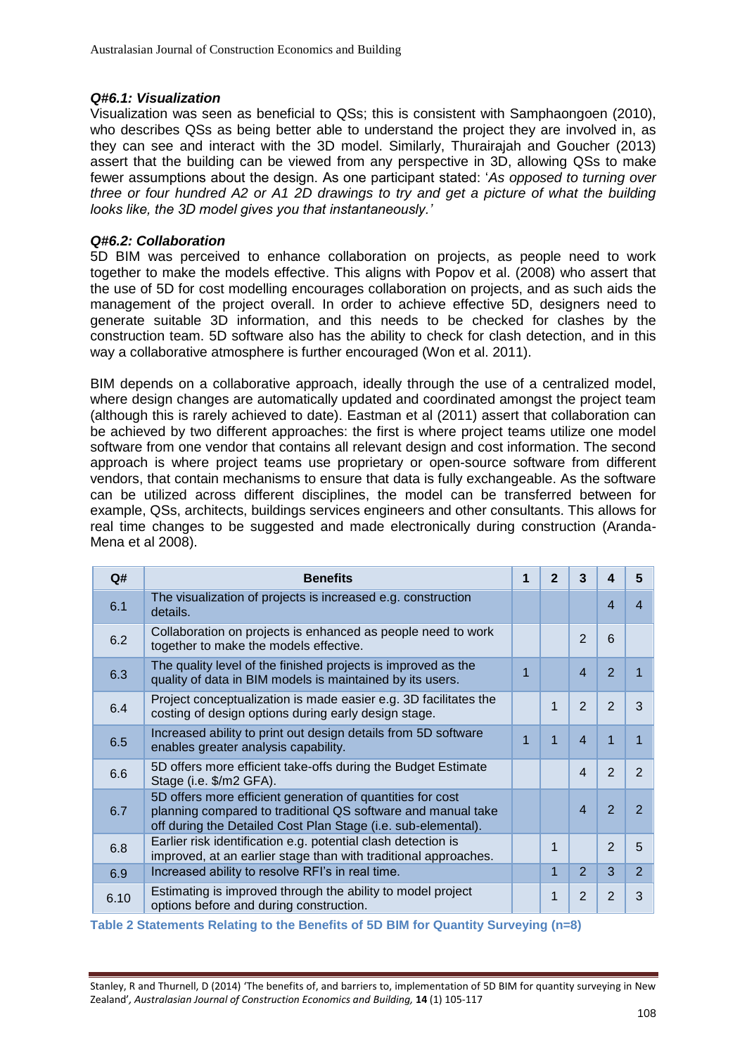### *Q#6.1: Visualization*

Visualization was seen as beneficial to QSs; this is consistent with Samphaongoen (2010), who describes QSs as being better able to understand the project they are involved in, as they can see and interact with the 3D model. Similarly, Thurairajah and Goucher (2013) assert that the building can be viewed from any perspective in 3D, allowing QSs to make fewer assumptions about the design. As one participant stated: '*As opposed to turning over three or four hundred A2 or A1 2D drawings to try and get a picture of what the building looks like, the 3D model gives you that instantaneously.'*

### *Q#6.2: Collaboration*

5D BIM was perceived to enhance collaboration on projects, as people need to work together to make the models effective. This aligns with Popov et al. (2008) who assert that the use of 5D for cost modelling encourages collaboration on projects, and as such aids the management of the project overall. In order to achieve effective 5D, designers need to generate suitable 3D information, and this needs to be checked for clashes by the construction team. 5D software also has the ability to check for clash detection, and in this way a collaborative atmosphere is further encouraged (Won et al. 2011).

BIM depends on a collaborative approach, ideally through the use of a centralized model, where design changes are automatically updated and coordinated amongst the project team (although this is rarely achieved to date). Eastman et al (2011) assert that collaboration can be achieved by two different approaches: the first is where project teams utilize one model software from one vendor that contains all relevant design and cost information. The second approach is where project teams use proprietary or open-source software from different vendors, that contain mechanisms to ensure that data is fully exchangeable. As the software can be utilized across different disciplines, the model can be transferred between for example, QSs, architects, buildings services engineers and other consultants. This allows for real time changes to be suggested and made electronically during construction (Aranda-Mena et al 2008).

| Q# | Benefits | 1 | 2 | 3 | 4 | 5 |
|---|---|---|---|---|---|---|
| 6.1 | The visualization of projects is increased e.g. construction details. | | | | 4 | 4 |
| 6.2 | Collaboration on projects is enhanced as people need to work together to make the models effective. | | | 2 | 6 | |
| 6.3 | The quality level of the finished projects is improved as the quality of data in BIM models is maintained by its users. | 1 | | 4 | 2 | 1 |
| 6.4 | Project conceptualization is made easier e.g. 3D facilitates the costing of design options during early design stage. | | 1 | 2 | 2 | 3 |
| 6.5 | Increased ability to print out design details from 5D software enables greater analysis capability. | 1 | 1 | 4 | 1 | 1 |
| 6.6 | 5D offers more efficient take-offs during the Budget Estimate Stage (i.e. $/m2 GFA). | | | 4 | 2 | 2 |
| 6.7 | 5D offers more efficient generation of quantities for cost planning compared to traditional QS software and manual take off during the Detailed Cost Plan Stage (i.e. sub-elemental). | | | 4 | 2 | 2 |
| 6.8 | Earlier risk identification e.g. potential clash detection is improved, at an earlier stage than with traditional approaches. | | 1 | | 2 | 5 |
| 6.9 | Increased ability to resolve RFI's in real time. | | 1 | 2 | 3 | 2 |
| 6.10 | Estimating is improved through the ability to model project options before and during construction. | | 1 | 2 | 2 | 3 |

**Table 2 Statements Relating to the Benefits of 5D BIM for Quantity Surveying (n=8)**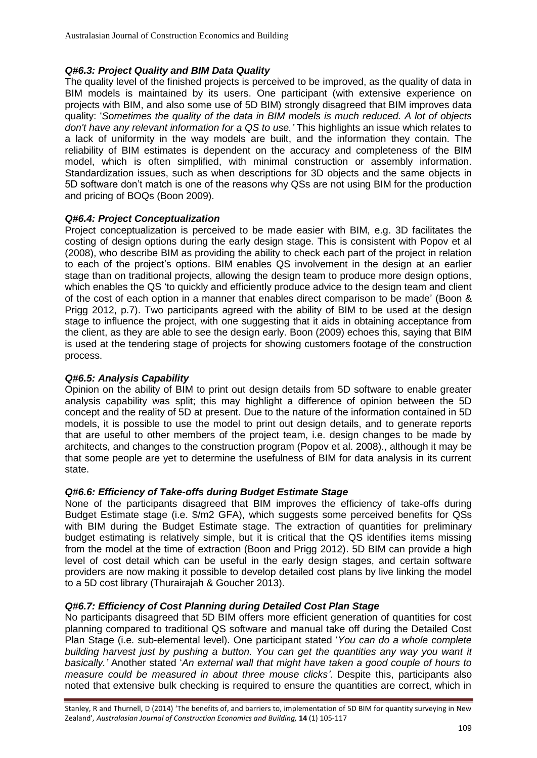### *Q#6.3: Project Quality and BIM Data Quality*

The quality level of the finished projects is perceived to be improved, as the quality of data in BIM models is maintained by its users. One participant (with extensive experience on projects with BIM, and also some use of 5D BIM) strongly disagreed that BIM improves data quality: '*Sometimes the quality of the data in BIM models is much reduced. A lot of objects don't have any relevant information for a QS to use.'* This highlights an issue which relates to a lack of uniformity in the way models are built, and the information they contain. The reliability of BIM estimates is dependent on the accuracy and completeness of the BIM model, which is often simplified, with minimal construction or assembly information. Standardization issues, such as when descriptions for 3D objects and the same objects in 5D software don't match is one of the reasons why QSs are not using BIM for the production and pricing of BOQs (Boon 2009).

### *Q#6.4: Project Conceptualization*

Project conceptualization is perceived to be made easier with BIM, e.g. 3D facilitates the costing of design options during the early design stage. This is consistent with Popov et al (2008), who describe BIM as providing the ability to check each part of the project in relation to each of the project's options. BIM enables QS involvement in the design at an earlier stage than on traditional projects, allowing the design team to produce more design options, which enables the QS 'to quickly and efficiently produce advice to the design team and client of the cost of each option in a manner that enables direct comparison to be made' (Boon & Prigg 2012, p.7). Two participants agreed with the ability of BIM to be used at the design stage to influence the project, with one suggesting that it aids in obtaining acceptance from the client, as they are able to see the design early. Boon (2009) echoes this, saying that BIM is used at the tendering stage of projects for showing customers footage of the construction process.

### *Q#6.5: Analysis Capability*

Opinion on the ability of BIM to print out design details from 5D software to enable greater analysis capability was split; this may highlight a difference of opinion between the 5D concept and the reality of 5D at present. Due to the nature of the information contained in 5D models, it is possible to use the model to print out design details, and to generate reports that are useful to other members of the project team, i.e. design changes to be made by architects, and changes to the construction program (Popov et al. 2008)., although it may be that some people are yet to determine the usefulness of BIM for data analysis in its current state.

### *Q#6.6: Efficiency of Take-offs during Budget Estimate Stage*

None of the participants disagreed that BIM improves the efficiency of take-offs during Budget Estimate stage (i.e. $/m2 GFA), which suggests some perceived benefits for QSs with BIM during the Budget Estimate stage. The extraction of quantities for preliminary budget estimating is relatively simple, but it is critical that the QS identifies items missing from the model at the time of extraction (Boon and Prigg 2012). 5D BIM can provide a high level of cost detail which can be useful in the early design stages, and certain software providers are now making it possible to develop detailed cost plans by live linking the model to a 5D cost library (Thurairajah & Goucher 2013).

### *Q#6.7: Efficiency of Cost Planning during Detailed Cost Plan Stage*

No participants disagreed that 5D BIM offers more efficient generation of quantities for cost planning compared to traditional QS software and manual take off during the Detailed Cost Plan Stage (i.e. sub-elemental level). One participant stated '*You can do a whole complete building harvest just by pushing a button. You can get the quantities any way you want it basically.'* Another stated '*An external wall that might have taken a good couple of hours to measure could be measured in about three mouse clicks'*. Despite this, participants also noted that extensive bulk checking is required to ensure the quantities are correct, which in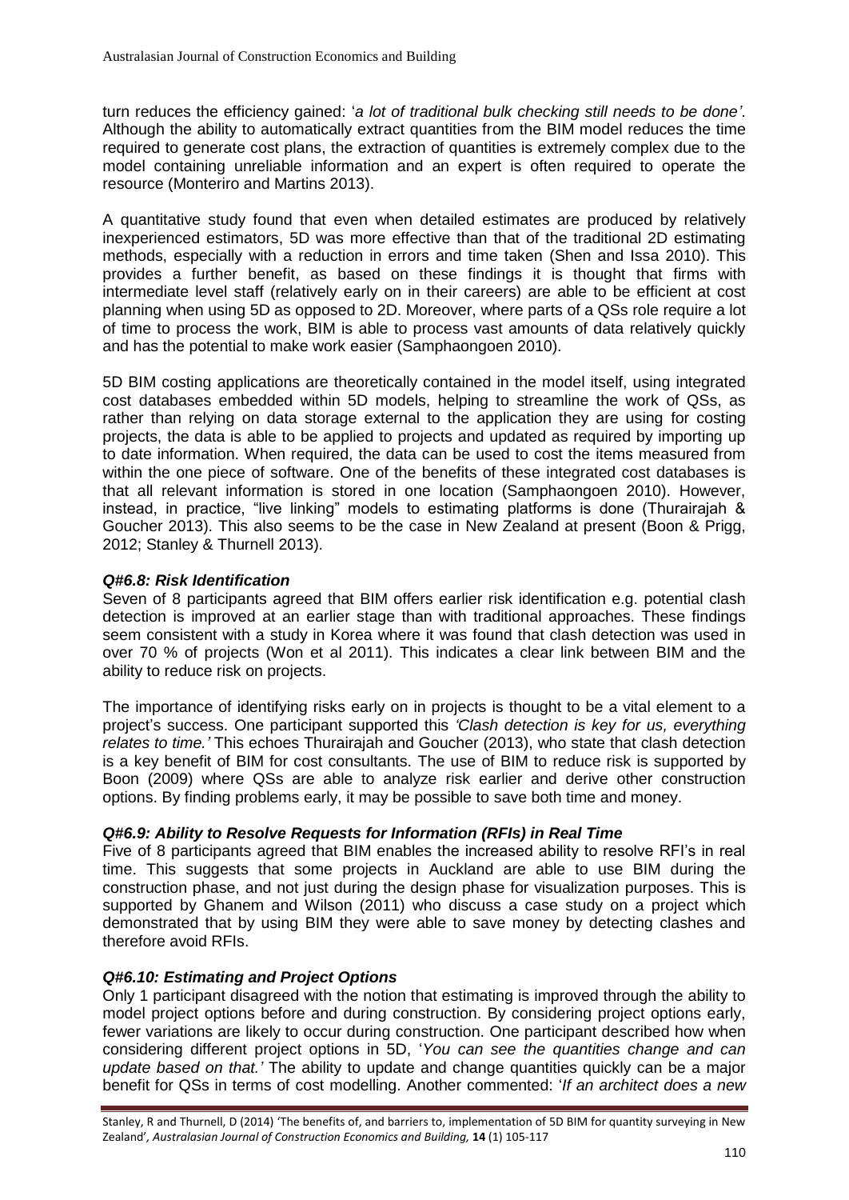turn reduces the efficiency gained: '*a lot of traditional bulk checking still needs to be done'*. Although the ability to automatically extract quantities from the BIM model reduces the time required to generate cost plans, the extraction of quantities is extremely complex due to the model containing unreliable information and an expert is often required to operate the resource (Monteriro and Martins 2013).

A quantitative study found that even when detailed estimates are produced by relatively inexperienced estimators, 5D was more effective than that of the traditional 2D estimating methods, especially with a reduction in errors and time taken (Shen and Issa 2010). This provides a further benefit, as based on these findings it is thought that firms with intermediate level staff (relatively early on in their careers) are able to be efficient at cost planning when using 5D as opposed to 2D. Moreover, where parts of a QSs role require a lot of time to process the work, BIM is able to process vast amounts of data relatively quickly and has the potential to make work easier (Samphaongoen 2010).

5D BIM costing applications are theoretically contained in the model itself, using integrated cost databases embedded within 5D models, helping to streamline the work of QSs, as rather than relying on data storage external to the application they are using for costing projects, the data is able to be applied to projects and updated as required by importing up to date information. When required, the data can be used to cost the items measured from within the one piece of software. One of the benefits of these integrated cost databases is that all relevant information is stored in one location (Samphaongoen 2010). However, instead, in practice, "live linking" models to estimating platforms is done (Thurairajah & Goucher 2013). This also seems to be the case in New Zealand at present (Boon & Prigg, 2012; Stanley & Thurnell 2013).

### *Q#6.8: Risk Identification*

Seven of 8 participants agreed that BIM offers earlier risk identification e.g. potential clash detection is improved at an earlier stage than with traditional approaches. These findings seem consistent with a study in Korea where it was found that clash detection was used in over 70 % of projects (Won et al 2011). This indicates a clear link between BIM and the ability to reduce risk on projects.

The importance of identifying risks early on in projects is thought to be a vital element to a project's success. One participant supported this *'Clash detection is key for us, everything relates to time.'* This echoes Thurairajah and Goucher (2013), who state that clash detection is a key benefit of BIM for cost consultants. The use of BIM to reduce risk is supported by Boon (2009) where QSs are able to analyze risk earlier and derive other construction options. By finding problems early, it may be possible to save both time and money.

### *Q#6.9: Ability to Resolve Requests for Information (RFIs) in Real Time*

Five of 8 participants agreed that BIM enables the increased ability to resolve RFI's in real time. This suggests that some projects in Auckland are able to use BIM during the construction phase, and not just during the design phase for visualization purposes. This is supported by Ghanem and Wilson (2011) who discuss a case study on a project which demonstrated that by using BIM they were able to save money by detecting clashes and therefore avoid RFIs.

### *Q#6.10: Estimating and Project Options*

Only 1 participant disagreed with the notion that estimating is improved through the ability to model project options before and during construction. By considering project options early, fewer variations are likely to occur during construction. One participant described how when considering different project options in 5D, '*You can see the quantities change and can update based on that.'* The ability to update and change quantities quickly can be a major benefit for QSs in terms of cost modelling. Another commented: '*If an architect does a new*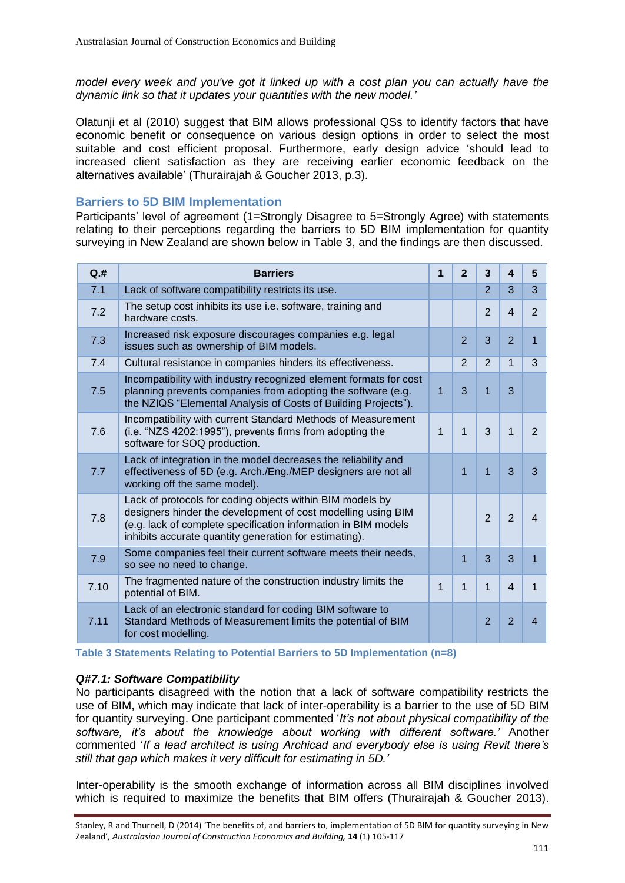*model every week and you've got it linked up with a cost plan you can actually have the dynamic link so that it updates your quantities with the new model.'*

Olatunji et al (2010) suggest that BIM allows professional QSs to identify factors that have economic benefit or consequence on various design options in order to select the most suitable and cost efficient proposal. Furthermore, early design advice 'should lead to increased client satisfaction as they are receiving earlier economic feedback on the alternatives available' (Thurairajah & Goucher 2013, p.3).

## Barriers to 5D BIM Implementation

Participants' level of agreement (1=Strongly Disagree to 5=Strongly Agree) with statements relating to their perceptions regarding the barriers to 5D BIM implementation for quantity surveying in New Zealand are shown below in Table 3, and the findings are then discussed.

| Q.# | Barriers | 1 | 2 | 3 | 4 | 5 |
|---|---|---|---|---|---|---|
| 7.1 | Lack of software compatibility restricts its use. | | | 2 | 3 | 3 |
| 7.2 | The setup cost inhibits its use i.e. software, training and hardware costs. | | | 2 | 4 | 2 |
| 7.3 | Increased risk exposure discourages companies e.g. legal issues such as ownership of BIM models. | | 2 | 3 | 2 | 1 |
| 7.4 | Cultural resistance in companies hinders its effectiveness. | | 2 | 2 | 1 | 3 |
| 7.5 | Incompatibility with industry recognized element formats for cost planning prevents companies from adopting the software (e.g. the NZIQS "Elemental Analysis of Costs of Building Projects"). | 1 | 3 | 1 | 3 | |
| 7.6 | Incompatibility with current Standard Methods of Measurement (i.e. "NZS 4202:1995"), prevents firms from adopting the software for SOQ production. | 1 | 1 | 3 | 1 | 2 |
| 7.7 | Lack of integration in the model decreases the reliability and effectiveness of 5D (e.g. Arch./Eng./MEP designers are not all working off the same model). | | 1 | 1 | 3 | 3 |
| 7.8 | Lack of protocols for coding objects within BIM models by designers hinder the development of cost modelling using BIM (e.g. lack of complete specification information in BIM models inhibits accurate quantity generation for estimating). | | | 2 | 2 | 4 |
| 7.9 | Some companies feel their current software meets their needs, so see no need to change. | | 1 | 3 | 3 | 1 |
| 7.10 | The fragmented nature of the construction industry limits the potential of BIM. | 1 | 1 | 1 | 4 | 1 |
| 7.11 | Lack of an electronic standard for coding BIM software to Standard Methods of Measurement limits the potential of BIM for cost modelling. | | | 2 | 2 | 4 |

**Table 3 Statements Relating to Potential Barriers to 5D Implementation (n=8)**

### *Q#7.1: Software Compatibility*

No participants disagreed with the notion that a lack of software compatibility restricts the use of BIM, which may indicate that lack of inter-operability is a barrier to the use of 5D BIM for quantity surveying. One participant commented '*It's not about physical compatibility of the software, it's about the knowledge about working with different software.'* Another commented '*If a lead architect is using Archicad and everybody else is using Revit there's still that gap which makes it very difficult for estimating in 5D.'*

Inter-operability is the smooth exchange of information across all BIM disciplines involved which is required to maximize the benefits that BIM offers (Thurairajah & Goucher 2013).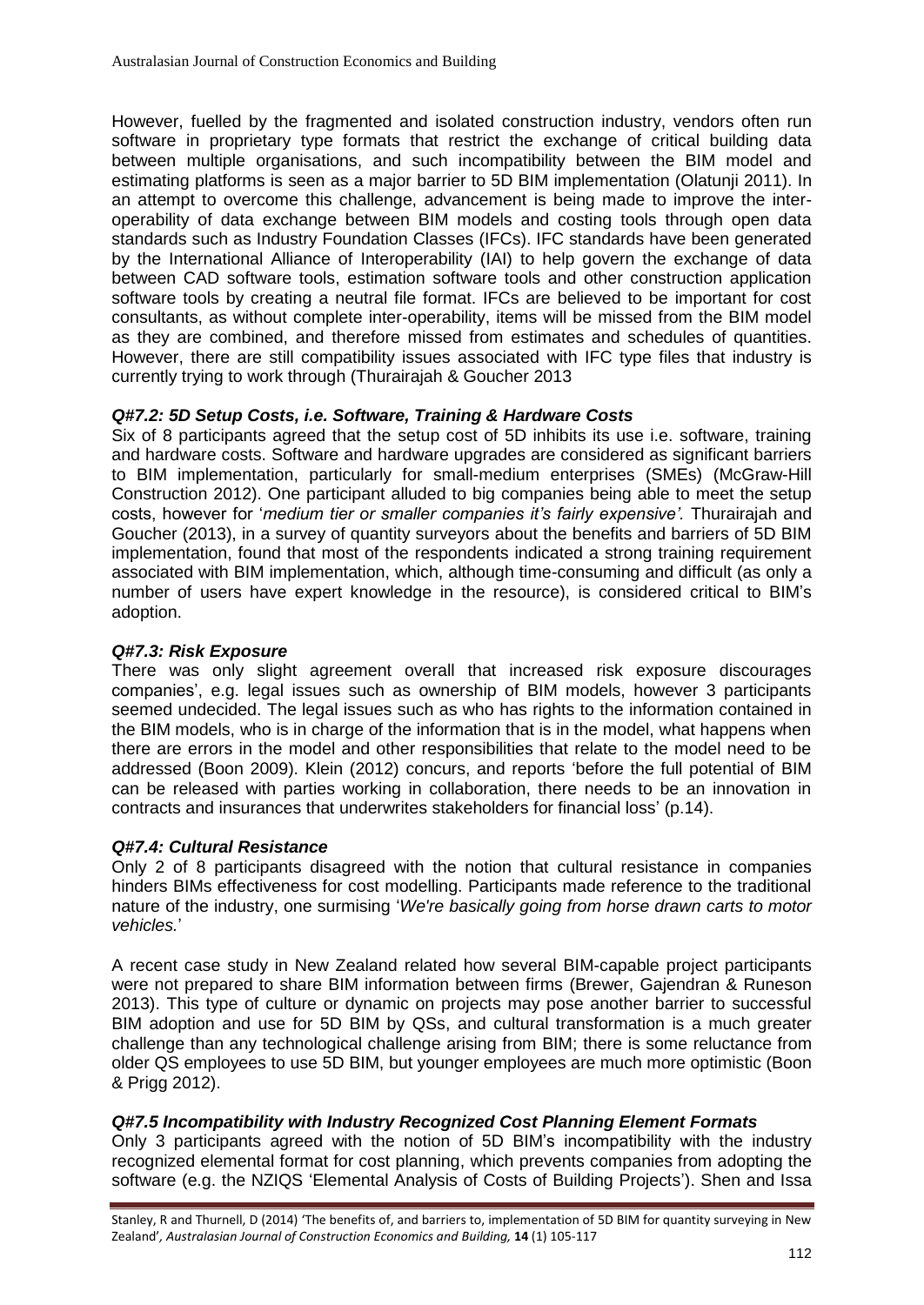However, fuelled by the fragmented and isolated construction industry, vendors often run software in proprietary type formats that restrict the exchange of critical building data between multiple organisations, and such incompatibility between the BIM model and estimating platforms is seen as a major barrier to 5D BIM implementation (Olatunji 2011). In an attempt to overcome this challenge, advancement is being made to improve the inter-operability of data exchange between BIM models and costing tools through open data standards such as Industry Foundation Classes (IFCs). IFC standards have been generated by the International Alliance of Interoperability (IAI) to help govern the exchange of data between CAD software tools, estimation software tools and other construction application software tools by creating a neutral file format. IFCs are believed to be important for cost consultants, as without complete inter-operability, items will be missed from the BIM model as they are combined, and therefore missed from estimates and schedules of quantities. However, there are still compatibility issues associated with IFC type files that industry is currently trying to work through (Thurairajah & Goucher 2013

### *Q#7.2: 5D Setup Costs, i.e. Software, Training & Hardware Costs*

Six of 8 participants agreed that the setup cost of 5D inhibits its use i.e. software, training and hardware costs. Software and hardware upgrades are considered as significant barriers to BIM implementation, particularly for small-medium enterprises (SMEs) (McGraw-Hill Construction 2012). One participant alluded to big companies being able to meet the setup costs, however for '*medium tier or smaller companies it's fairly expensive'.* Thurairajah and Goucher (2013), in a survey of quantity surveyors about the benefits and barriers of 5D BIM implementation, found that most of the respondents indicated a strong training requirement associated with BIM implementation, which, although time-consuming and difficult (as only a number of users have expert knowledge in the resource), is considered critical to BIM's adoption.

### *Q#7.3: Risk Exposure*

There was only slight agreement overall that increased risk exposure discourages companies', e.g. legal issues such as ownership of BIM models, however 3 participants seemed undecided. The legal issues such as who has rights to the information contained in the BIM models, who is in charge of the information that is in the model, what happens when there are errors in the model and other responsibilities that relate to the model need to be addressed (Boon 2009). Klein (2012) concurs, and reports 'before the full potential of BIM can be released with parties working in collaboration, there needs to be an innovation in contracts and insurances that underwrites stakeholders for financial loss' (p.14).

### *Q#7.4: Cultural Resistance*

Only 2 of 8 participants disagreed with the notion that cultural resistance in companies hinders BIMs effectiveness for cost modelling. Participants made reference to the traditional nature of the industry, one surmising '*We're basically going from horse drawn carts to motor vehicles.*'

A recent case study in New Zealand related how several BIM-capable project participants were not prepared to share BIM information between firms (Brewer, Gajendran & Runeson 2013). This type of culture or dynamic on projects may pose another barrier to successful BIM adoption and use for 5D BIM by QSs, and cultural transformation is a much greater challenge than any technological challenge arising from BIM; there is some reluctance from older QS employees to use 5D BIM, but younger employees are much more optimistic (Boon & Prigg 2012).

### *Q#7.5 Incompatibility with Industry Recognized Cost Planning Element Formats*

Only 3 participants agreed with the notion of 5D BIM's incompatibility with the industry recognized elemental format for cost planning, which prevents companies from adopting the software (e.g. the NZIQS 'Elemental Analysis of Costs of Building Projects'). Shen and Issa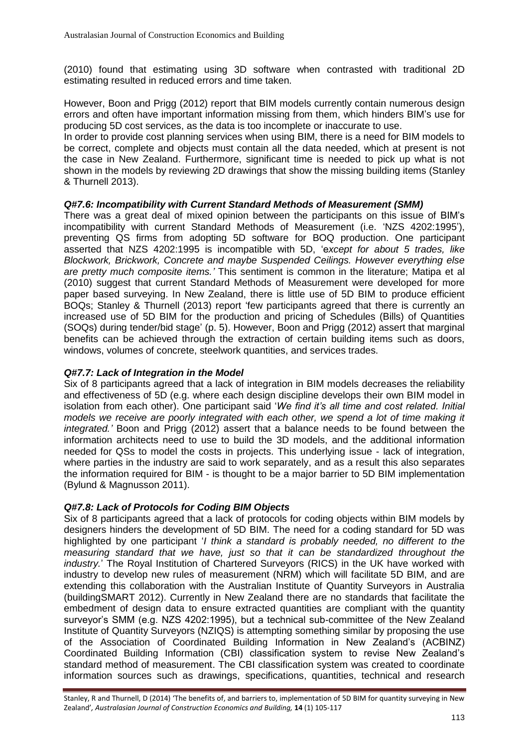(2010) found that estimating using 3D software when contrasted with traditional 2D estimating resulted in reduced errors and time taken.

However, Boon and Prigg (2012) report that BIM models currently contain numerous design errors and often have important information missing from them, which hinders BIM's use for producing 5D cost services, as the data is too incomplete or inaccurate to use.
In order to provide cost planning services when using BIM, there is a need for BIM models to be correct, complete and objects must contain all the data needed, which at present is not the case in New Zealand. Furthermore, significant time is needed to pick up what is not shown in the models by reviewing 2D drawings that show the missing building items (Stanley & Thurnell 2013).

### *Q#7.6: Incompatibility with Current Standard Methods of Measurement (SMM)*

There was a great deal of mixed opinion between the participants on this issue of BIM's incompatibility with current Standard Methods of Measurement (i.e. 'NZS 4202:1995'), preventing QS firms from adopting 5D software for BOQ production. One participant asserted that NZS 4202:1995 is incompatible with 5D, '*except for about 5 trades, like Blockwork, Brickwork, Concrete and maybe Suspended Ceilings. However everything else are pretty much composite items.'* This sentiment is common in the literature; Matipa et al (2010) suggest that current Standard Methods of Measurement were developed for more paper based surveying. In New Zealand, there is little use of 5D BIM to produce efficient BOQs; Stanley & Thurnell (2013) report 'few participants agreed that there is currently an increased use of 5D BIM for the production and pricing of Schedules (Bills) of Quantities (SOQs) during tender/bid stage' (p. 5). However, Boon and Prigg (2012) assert that marginal benefits can be achieved through the extraction of certain building items such as doors, windows, volumes of concrete, steelwork quantities, and services trades.

### *Q#7.7: Lack of Integration in the Model*

Six of 8 participants agreed that a lack of integration in BIM models decreases the reliability and effectiveness of 5D (e.g. where each design discipline develops their own BIM model in isolation from each other). One participant said '*We find it's all time and cost related. Initial models we receive are poorly integrated with each other, we spend a lot of time making it integrated.'* Boon and Prigg (2012) assert that a balance needs to be found between the information architects need to use to build the 3D models, and the additional information needed for QSs to model the costs in projects. This underlying issue - lack of integration, where parties in the industry are said to work separately, and as a result this also separates the information required for BIM - is thought to be a major barrier to 5D BIM implementation (Bylund & Magnusson 2011).

### *Q#7.8: Lack of Protocols for Coding BIM Objects*

Six of 8 participants agreed that a lack of protocols for coding objects within BIM models by designers hinders the development of 5D BIM. The need for a coding standard for 5D was highlighted by one participant '*I think a standard is probably needed, no different to the measuring standard that we have, just so that it can be standardized throughout the industry.*' The Royal Institution of Chartered Surveyors (RICS) in the UK have worked with industry to develop new rules of measurement (NRM) which will facilitate 5D BIM, and are extending this collaboration with the Australian Institute of Quantity Surveyors in Australia (buildingSMART 2012). Currently in New Zealand there are no standards that facilitate the embedment of design data to ensure extracted quantities are compliant with the quantity surveyor's SMM (e.g. NZS 4202:1995), but a technical sub-committee of the New Zealand Institute of Quantity Surveyors (NZIQS) is attempting something similar by proposing the use of the Association of Coordinated Building Information in New Zealand's (ACBINZ) Coordinated Building Information (CBI) classification system to revise New Zealand's standard method of measurement. The CBI classification system was created to coordinate information sources such as drawings, specifications, quantities, technical and research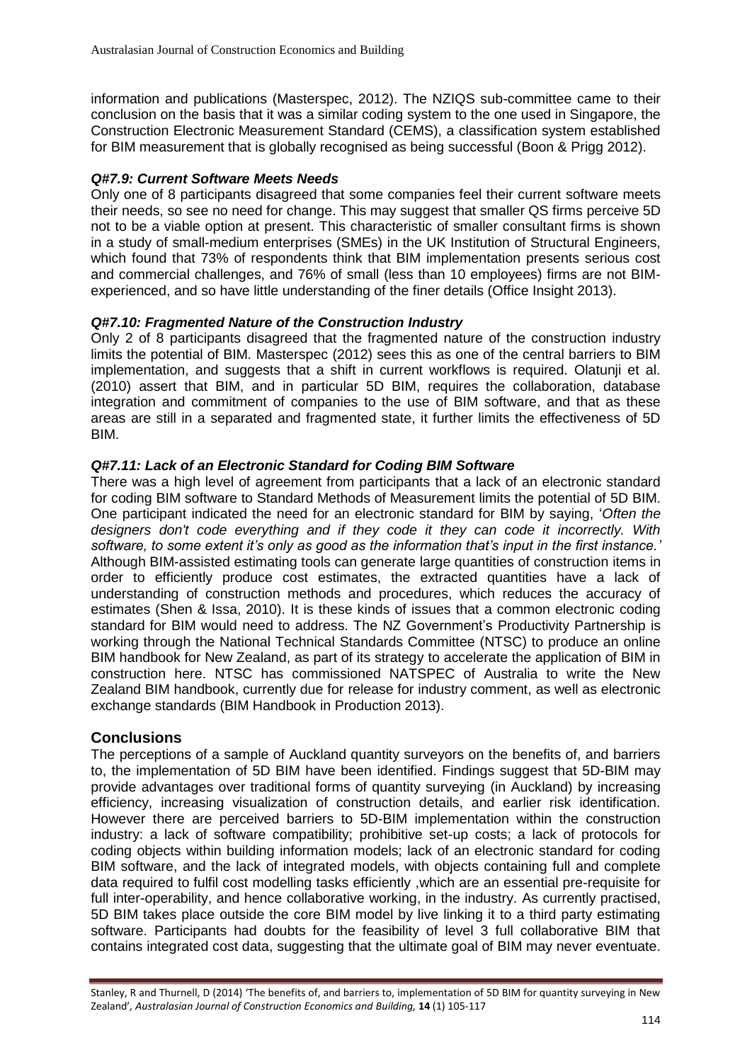information and publications (Masterspec, 2012). The NZIQS sub-committee came to their conclusion on the basis that it was a similar coding system to the one used in Singapore, the Construction Electronic Measurement Standard (CEMS), a classification system established for BIM measurement that is globally recognised as being successful (Boon & Prigg 2012).

### *Q#7.9: Current Software Meets Needs*

Only one of 8 participants disagreed that some companies feel their current software meets their needs, so see no need for change. This may suggest that smaller QS firms perceive 5D not to be a viable option at present. This characteristic of smaller consultant firms is shown in a study of small-medium enterprises (SMEs) in the UK Institution of Structural Engineers, which found that 73% of respondents think that BIM implementation presents serious cost and commercial challenges, and 76% of small (less than 10 employees) firms are not BIM-experienced, and so have little understanding of the finer details (Office Insight 2013).

### *Q#7.10: Fragmented Nature of the Construction Industry*

Only 2 of 8 participants disagreed that the fragmented nature of the construction industry limits the potential of BIM. Masterspec (2012) sees this as one of the central barriers to BIM implementation, and suggests that a shift in current workflows is required. Olatunji et al. (2010) assert that BIM, and in particular 5D BIM, requires the collaboration, database integration and commitment of companies to the use of BIM software, and that as these areas are still in a separated and fragmented state, it further limits the effectiveness of 5D BIM.

### *Q#7.11: Lack of an Electronic Standard for Coding BIM Software*

There was a high level of agreement from participants that a lack of an electronic standard for coding BIM software to Standard Methods of Measurement limits the potential of 5D BIM. One participant indicated the need for an electronic standard for BIM by saying, '*Often the designers don't code everything and if they code it they can code it incorrectly. With software, to some extent it's only as good as the information that's input in the first instance.'* Although BIM-assisted estimating tools can generate large quantities of construction items in order to efficiently produce cost estimates, the extracted quantities have a lack of understanding of construction methods and procedures, which reduces the accuracy of estimates (Shen & Issa, 2010). It is these kinds of issues that a common electronic coding standard for BIM would need to address. The NZ Government's Productivity Partnership is working through the National Technical Standards Committee (NTSC) to produce an online BIM handbook for New Zealand, as part of its strategy to accelerate the application of BIM in construction here. NTSC has commissioned NATSPEC of Australia to write the New Zealand BIM handbook, currently due for release for industry comment, as well as electronic exchange standards (BIM Handbook in Production 2013).

## Conclusions

The perceptions of a sample of Auckland quantity surveyors on the benefits of, and barriers to, the implementation of 5D BIM have been identified. Findings suggest that 5D-BIM may provide advantages over traditional forms of quantity surveying (in Auckland) by increasing efficiency, increasing visualization of construction details, and earlier risk identification. However there are perceived barriers to 5D-BIM implementation within the construction industry: a lack of software compatibility; prohibitive set-up costs; a lack of protocols for coding objects within building information models; lack of an electronic standard for coding BIM software, and the lack of integrated models, with objects containing full and complete data required to fulfil cost modelling tasks efficiently ,which are an essential pre-requisite for full inter-operability, and hence collaborative working, in the industry. As currently practised, 5D BIM takes place outside the core BIM model by live linking it to a third party estimating software. Participants had doubts for the feasibility of level 3 full collaborative BIM that contains integrated cost data, suggesting that the ultimate goal of BIM may never eventuate.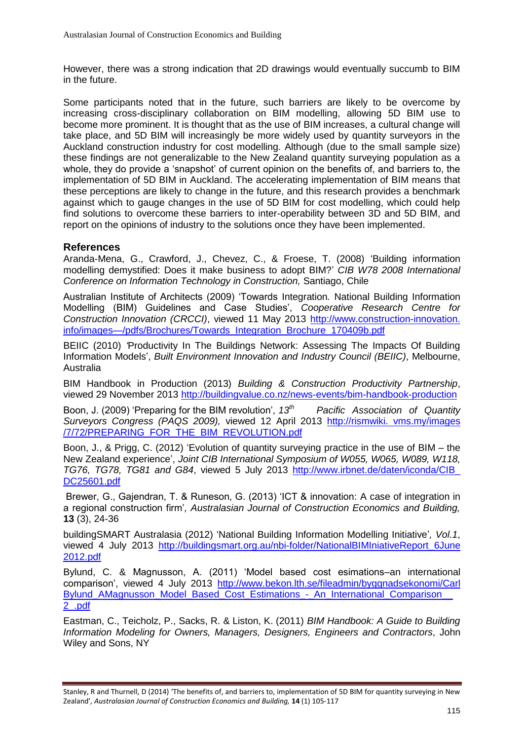However, there was a strong indication that 2D drawings would eventually succumb to BIM in the future.

Some participants noted that in the future, such barriers are likely to be overcome by increasing cross-disciplinary collaboration on BIM modelling, allowing 5D BIM use to become more prominent. It is thought that as the use of BIM increases, a cultural change will take place, and 5D BIM will increasingly be more widely used by quantity surveyors in the Auckland construction industry for cost modelling. Although (due to the small sample size) these findings are not generalizable to the New Zealand quantity surveying population as a whole, they do provide a 'snapshot' of current opinion on the benefits of, and barriers to, the implementation of 5D BIM in Auckland. The accelerating implementation of BIM means that these perceptions are likely to change in the future, and this research provides a benchmark against which to gauge changes in the use of 5D BIM for cost modelling, which could help find solutions to overcome these barriers to inter-operability between 3D and 5D BIM, and report on the opinions of industry to the solutions once they have been implemented.

## References

Aranda-Mena, G., Crawford, J., Chevez, C., & Froese, T. (2008) 'Building information modelling demystified: Does it make business to adopt BIM?' *CIB W78 2008 International Conference on Information Technology in Construction,* Santiago, Chile

Australian Institute of Architects (2009) 'Towards Integration*.* National Building Information Modelling (BIM) Guidelines and Case Studies', *Cooperative Research Centre for Construction Innovation (CRCCI)*, viewed 11 May 2013 http://www.construction-innovation.info/images—/pdfs/Brochures/Towards_Integration_Brochure_170409b.pdf

BEIIC (2010) *'*Productivity In The Buildings Network: Assessing The Impacts Of Building Information Models', *Built Environment Innovation and Industry Council (BEIIC)*, Melbourne, Australia

BIM Handbook in Production (2013) *Building & Construction Productivity Partnership*, viewed 29 November 2013 http://buildingvalue.co.nz/news-events/bim-handbook-production

Boon, J. (2009) 'Preparing for the BIM revolution', *13th Pacific Association of Quantity Surveyors Congress (PAQS 2009),* viewed 12 April 2013 http://rismwiki. vms.my/images/7/72/PREPARING_FOR_THE_BIM_REVOLUTION.pdf

Boon, J., & Prigg, C. (2012) 'Evolution of quantity surveying practice in the use of BIM – the New Zealand experience', *Joint CIB International Symposium of W055, W065, W089, W118, TG76, TG78, TG81 and G84*, viewed 5 July 2013 http://www.irbnet.de/daten/iconda/CIB_DC25601.pdf

Brewer, G., Gajendran, T. & Runeson, G. (2013) 'ICT & innovation: A case of integration in a regional construction firm'*, Australasian Journal of Construction Economics and Building,* **13** (3), 24-36

buildingSMART Australasia (2012) 'National Building Information Modelling Initiative'*, Vol.1*, viewed 4 July 2013 http://buildingsmart.org.au/nbi-folder/NationalBIMIniativeReport_6June2012.pdf

Bylund, C. & Magnusson, A. (2011) 'Model based cost esimations–an international comparison', viewed 4 July 2013 http://www.bekon.lth.se/fileadmin/byggnadsekonomi/CarlBylund_AMagnusson_Model_Based_Cost_Estimations_-_An_International_Comparison__2_.pdf

Eastman, C., Teicholz, P., Sacks, R. & Liston, K. (2011) *BIM Handbook: A Guide to Building Information Modeling for Owners, Managers, Designers, Engineers and Contractors*, John Wiley and Sons, NY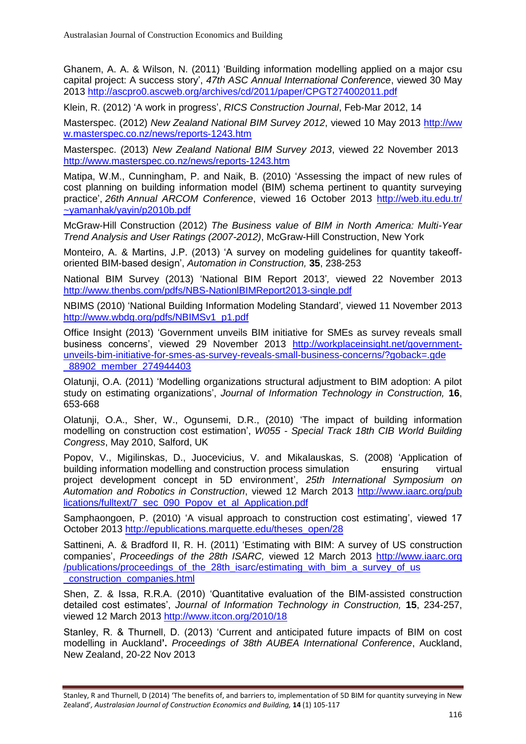Ghanem, A. A. & Wilson, N. (2011) 'Building information modelling applied on a major csu capital project: A success story', *47th ASC Annual International Conference*, viewed 30 May 2013 http://ascpro0.ascweb.org/archives/cd/2011/paper/CPGT274002011.pdf

Klein, R. (2012) 'A work in progress', *RICS Construction Journal*, Feb-Mar 2012, 14

Masterspec. (2012) *New Zealand National BIM Survey 2012*, viewed 10 May 2013 http://www.masterspec.co.nz/news/reports-1243.htm

Masterspec. (2013) *New Zealand National BIM Survey 2013*, viewed 22 November 2013 http://www.masterspec.co.nz/news/reports-1243.htm

Matipa, W.M., Cunningham, P. and Naik, B. (2010) 'Assessing the impact of new rules of cost planning on building information model (BIM) schema pertinent to quantity surveying practice', *26th Annual ARCOM Conference*, viewed 16 October 2013 http://web.itu.edu.tr/~yamanhak/yayin/p2010b.pdf

McGraw-Hill Construction (2012) *The Business value of BIM in North America: Multi-Year Trend Analysis and User Ratings (2007-2012)*, McGraw-Hill Construction, New York

Monteiro, A. & Martins, J.P. (2013) 'A survey on modeling guidelines for quantity takeoff-oriented BIM-based design', *Automation in Construction,* **35**, 238-253

National BIM Survey (2013) 'National BIM Report 2013', viewed 22 November 2013 http://www.thenbs.com/pdfs/NBS-NationlBIMReport2013-single.pdf

NBIMS (2010) 'National Building Information Modeling Standard', viewed 11 November 2013 http://www.wbdg.org/pdfs/NBIMSv1_p1.pdf

Office Insight (2013) 'Government unveils BIM initiative for SMEs as survey reveals small business concerns', viewed 29 November 2013 http://workplaceinsight.net/government-unveils-bim-initiative-for-smes-as-survey-reveals-small-business-concerns/?goback=.gde_88902_member_274944403

Olatunji, O.A. (2011) 'Modelling organizations structural adjustment to BIM adoption: A pilot study on estimating organizations', *Journal of Information Technology in Construction,* **16**, 653-668

Olatunji, O.A., Sher, W., Ogunsemi, D.R., (2010) 'The impact of building information modelling on construction cost estimation', *W055 - Special Track 18th CIB World Building Congress*, May 2010, Salford, UK

Popov, V., Migilinskas, D., Juocevicius, V. and Mikalauskas, S. (2008) 'Application of building information modelling and construction process simulation ensuring virtual project development concept in 5D environment', *25th International Symposium on Automation and Robotics in Construction*, viewed 12 March 2013 http://www.iaarc.org/publications/fulltext/7_sec_090_Popov_et_al_Application.pdf

Samphaongoen, P. (2010) 'A visual approach to construction cost estimating', viewed 17 October 2013 http://epublications.marquette.edu/theses_open/28

Sattineni, A. & Bradford II, R. H. (2011) 'Estimating with BIM: A survey of US construction companies', *Proceedings of the 28th ISARC,* viewed 12 March 2013 http://www.iaarc.org/publications/proceedings_of_the_28th_isarc/estimating_with_bim_a_survey_of_us_construction_companies.html

Shen, Z. & Issa, R.R.A. (2010) 'Quantitative evaluation of the BIM-assisted construction detailed cost estimates', *Journal of Information Technology in Construction,* **15**, 234-257, viewed 12 March 2013 http://www.itcon.org/2010/18

Stanley, R. & Thurnell, D. (2013) 'Current and anticipated future impacts of BIM on cost modelling in Auckland'**.** *Proceedings of 38th AUBEA International Conference*, Auckland, New Zealand, 20-22 Nov 2013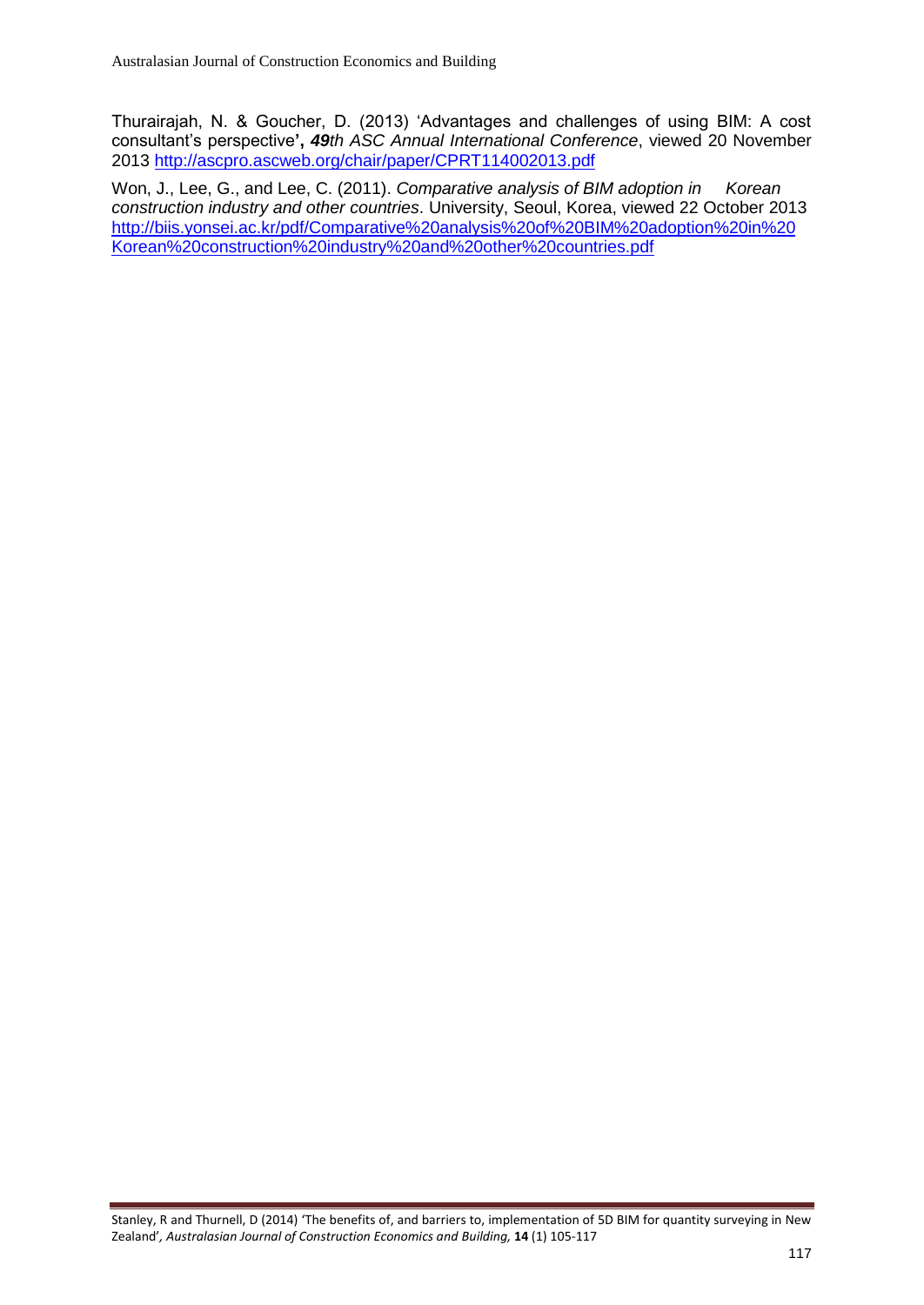Thurairajah, N. & Goucher, D. (2013) 'Advantages and challenges of using BIM: A cost consultant's perspective**',** ***49****th ASC Annual International Conference*, viewed 20 November 2013 http://ascpro.ascweb.org/chair/paper/CPRT114002013.pdf

Won, J., Lee, G., and Lee, C. (2011). *Comparative analysis of BIM adoption in Korean construction industry and other countries*. University, Seoul, Korea, viewed 22 October 2013 http://biis.yonsei.ac.kr/pdf/Comparative%20analysis%20of%20BIM%20adoption%20in%20Korean%20construction%20industry%20and%20other%20countries.pdf